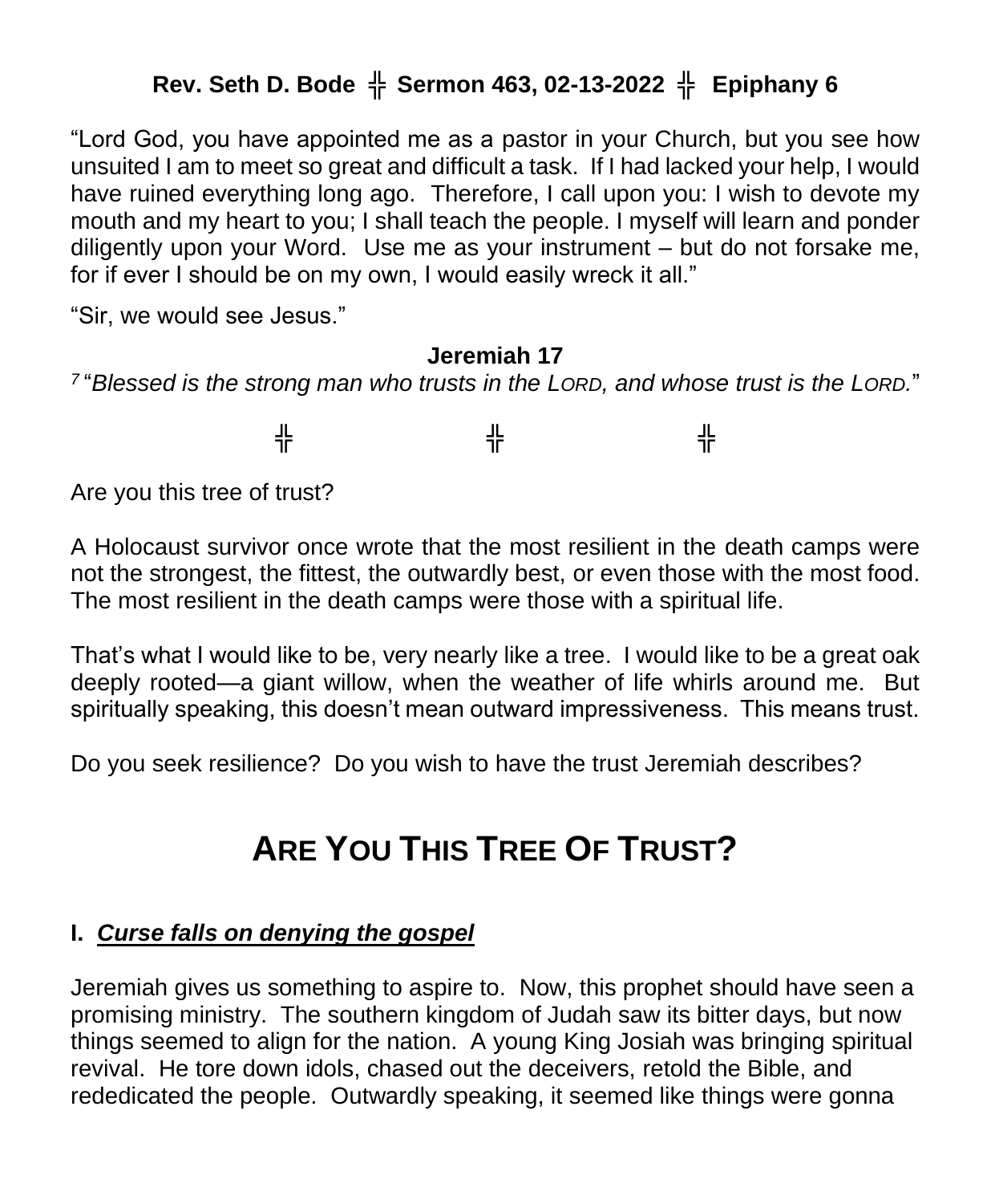**Rev. Seth D. Bode ╬ Sermon 463, 02-13-2022 ╬ Epiphany 6**

"Lord God, you have appointed me as a pastor in your Church, but you see how unsuited I am to meet so great and difficult a task. If I had lacked your help, I would have ruined everything long ago. Therefore, I call upon you: I wish to devote my mouth and my heart to you; I shall teach the people. I myself will learn and ponder diligently upon your Word. Use me as your instrument – but do not forsake me, for if ever I should be on my own, I would easily wreck it all."

"Sir, we would see Jesus."

**Jeremiah 17**

[7] "*Blessed is the strong man who trusts in the LORD, and whose trust is the LORD.*"

╬ ╬ ╬

Are you this tree of trust?

A Holocaust survivor once wrote that the most resilient in the death camps were not the strongest, the fittest, the outwardly best, or even those with the most food. The most resilient in the death camps were those with a spiritual life.

That's what I would like to be, very nearly like a tree. I would like to be a great oak deeply rooted—a giant willow, when the weather of life whirls around me. But spiritually speaking, this doesn't mean outward impressiveness. This means trust.

Do you seek resilience? Do you wish to have the trust Jeremiah describes?

# ARE YOU THIS TREE OF TRUST?

## I. ***Curse falls on denying the gospel***

Jeremiah gives us something to aspire to. Now, this prophet should have seen a promising ministry. The southern kingdom of Judah saw its bitter days, but now things seemed to align for the nation. A young King Josiah was bringing spiritual revival. He tore down idols, chased out the deceivers, retold the Bible, and rededicated the people. Outwardly speaking, it seemed like things were gonna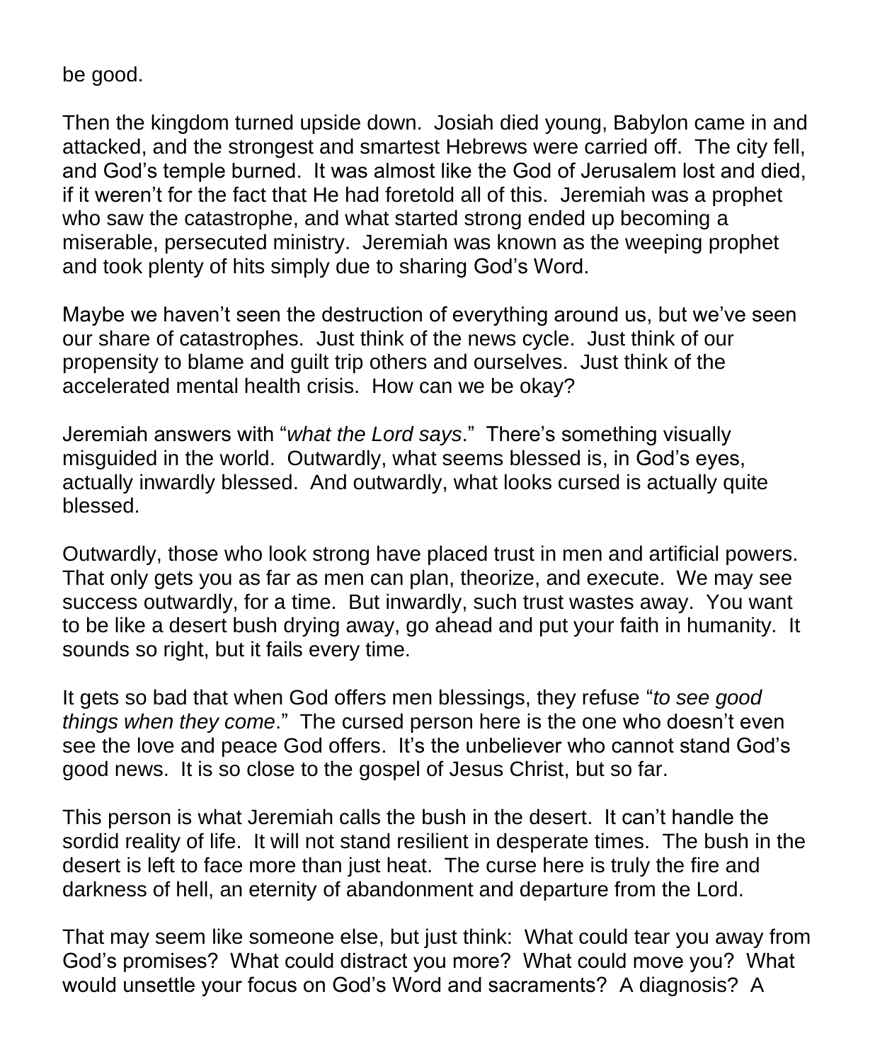be good.

Then the kingdom turned upside down. Josiah died young, Babylon came in and attacked, and the strongest and smartest Hebrews were carried off. The city fell, and God's temple burned. It was almost like the God of Jerusalem lost and died, if it weren't for the fact that He had foretold all of this. Jeremiah was a prophet who saw the catastrophe, and what started strong ended up becoming a miserable, persecuted ministry. Jeremiah was known as the weeping prophet and took plenty of hits simply due to sharing God's Word.

Maybe we haven't seen the destruction of everything around us, but we've seen our share of catastrophes. Just think of the news cycle. Just think of our propensity to blame and guilt trip others and ourselves. Just think of the accelerated mental health crisis. How can we be okay?

Jeremiah answers with "*what the Lord says*." There's something visually misguided in the world. Outwardly, what seems blessed is, in God's eyes, actually inwardly blessed. And outwardly, what looks cursed is actually quite blessed.

Outwardly, those who look strong have placed trust in men and artificial powers. That only gets you as far as men can plan, theorize, and execute. We may see success outwardly, for a time. But inwardly, such trust wastes away. You want to be like a desert bush drying away, go ahead and put your faith in humanity. It sounds so right, but it fails every time.

It gets so bad that when God offers men blessings, they refuse "*to see good things when they come*." The cursed person here is the one who doesn't even see the love and peace God offers. It's the unbeliever who cannot stand God's good news. It is so close to the gospel of Jesus Christ, but so far.

This person is what Jeremiah calls the bush in the desert. It can't handle the sordid reality of life. It will not stand resilient in desperate times. The bush in the desert is left to face more than just heat. The curse here is truly the fire and darkness of hell, an eternity of abandonment and departure from the Lord.

That may seem like someone else, but just think: What could tear you away from God's promises? What could distract you more? What could move you? What would unsettle your focus on God's Word and sacraments? A diagnosis? A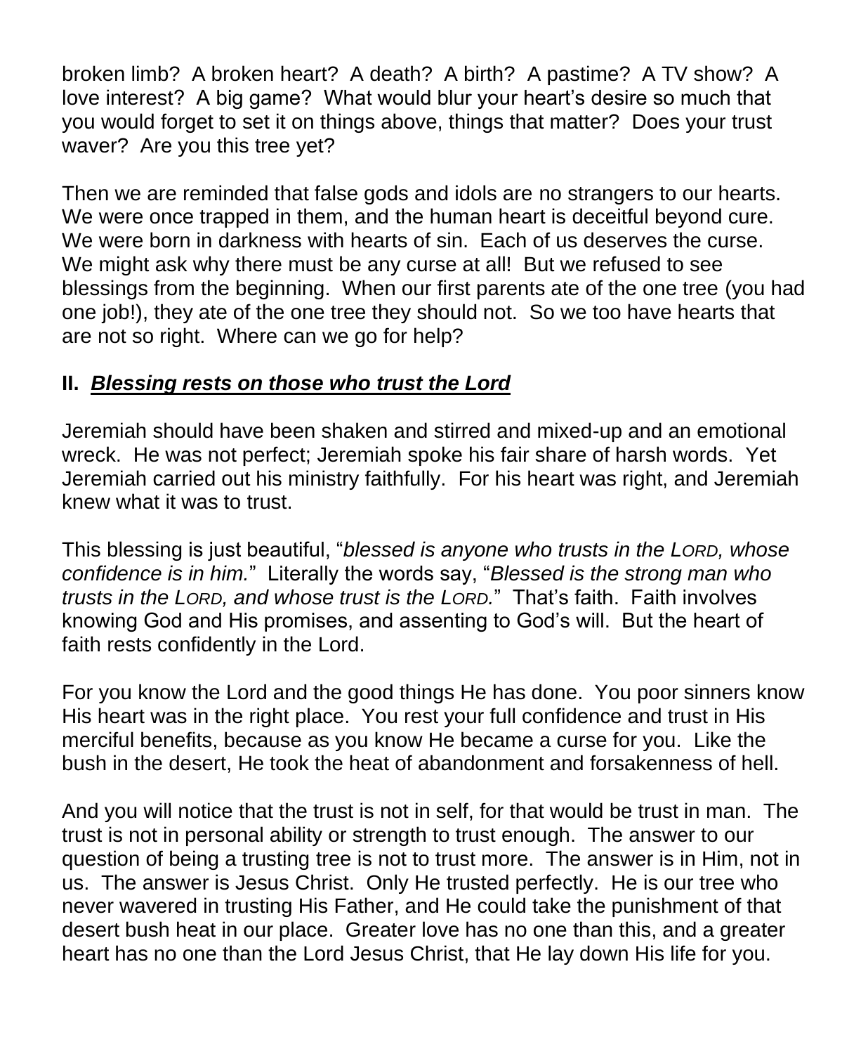broken limb? A broken heart? A death? A birth? A pastime? A TV show? A love interest? A big game? What would blur your heart's desire so much that you would forget to set it on things above, things that matter? Does your trust waver? Are you this tree yet?

Then we are reminded that false gods and idols are no strangers to our hearts. We were once trapped in them, and the human heart is deceitful beyond cure. We were born in darkness with hearts of sin. Each of us deserves the curse. We might ask why there must be any curse at all! But we refused to see blessings from the beginning. When our first parents ate of the one tree (you had one job!), they ate of the one tree they should not. So we too have hearts that are not so right. Where can we go for help?

## II. ***Blessing rests on those who trust the Lord***

Jeremiah should have been shaken and stirred and mixed-up and an emotional wreck. He was not perfect; Jeremiah spoke his fair share of harsh words. Yet Jeremiah carried out his ministry faithfully. For his heart was right, and Jeremiah knew what it was to trust.

This blessing is just beautiful, "*blessed is anyone who trusts in the LORD, whose confidence is in him.*" Literally the words say, "*Blessed is the strong man who trusts in the LORD, and whose trust is the LORD.*" That's faith. Faith involves knowing God and His promises, and assenting to God's will. But the heart of faith rests confidently in the Lord.

For you know the Lord and the good things He has done. You poor sinners know His heart was in the right place. You rest your full confidence and trust in His merciful benefits, because as you know He became a curse for you. Like the bush in the desert, He took the heat of abandonment and forsakenness of hell.

And you will notice that the trust is not in self, for that would be trust in man. The trust is not in personal ability or strength to trust enough. The answer to our question of being a trusting tree is not to trust more. The answer is in Him, not in us. The answer is Jesus Christ. Only He trusted perfectly. He is our tree who never wavered in trusting His Father, and He could take the punishment of that desert bush heat in our place. Greater love has no one than this, and a greater heart has no one than the Lord Jesus Christ, that He lay down His life for you.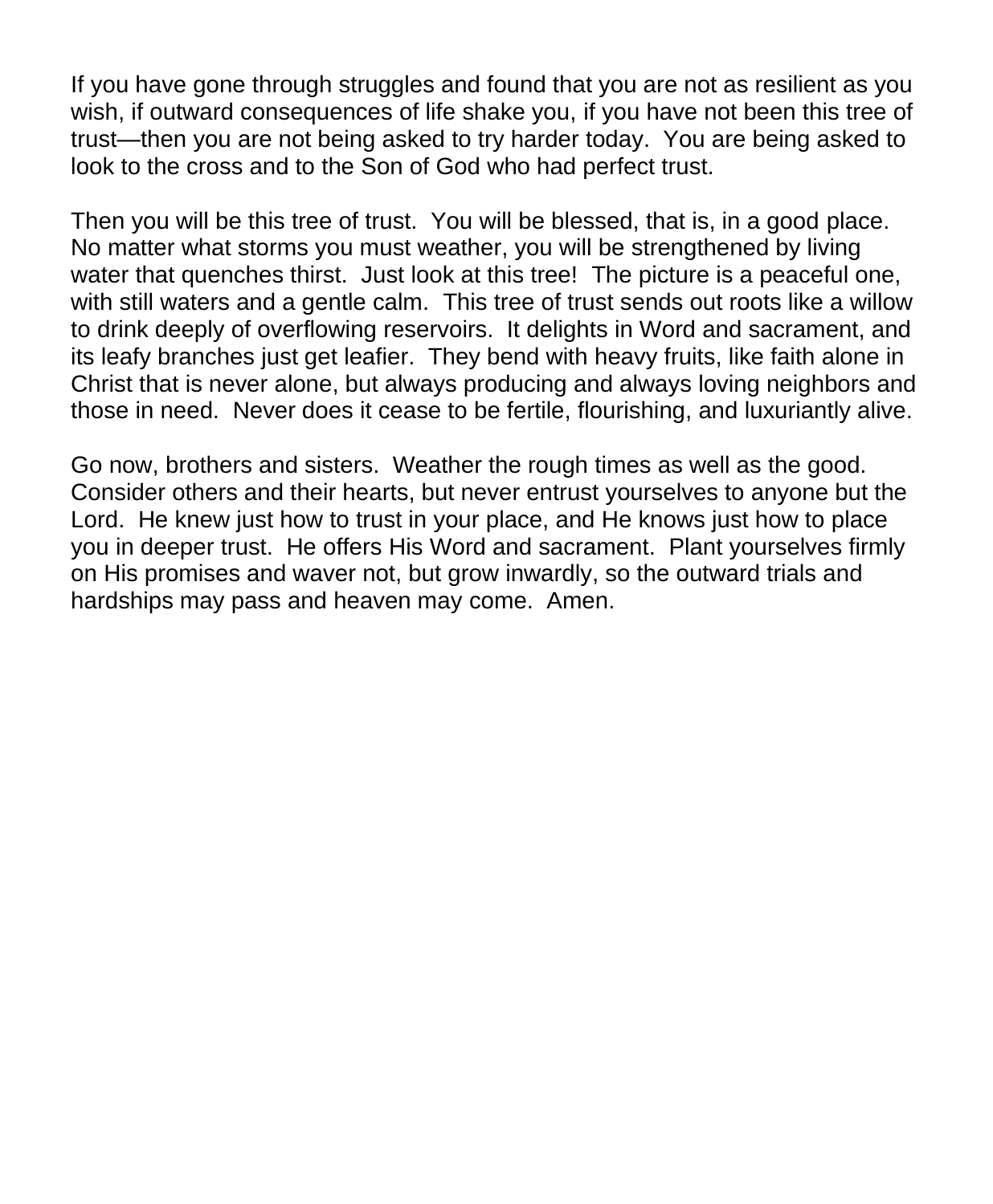If you have gone through struggles and found that you are not as resilient as you wish, if outward consequences of life shake you, if you have not been this tree of trust—then you are not being asked to try harder today. You are being asked to look to the cross and to the Son of God who had perfect trust.

Then you will be this tree of trust. You will be blessed, that is, in a good place. No matter what storms you must weather, you will be strengthened by living water that quenches thirst. Just look at this tree! The picture is a peaceful one, with still waters and a gentle calm. This tree of trust sends out roots like a willow to drink deeply of overflowing reservoirs. It delights in Word and sacrament, and its leafy branches just get leafier. They bend with heavy fruits, like faith alone in Christ that is never alone, but always producing and always loving neighbors and those in need. Never does it cease to be fertile, flourishing, and luxuriantly alive.

Go now, brothers and sisters. Weather the rough times as well as the good. Consider others and their hearts, but never entrust yourselves to anyone but the Lord. He knew just how to trust in your place, and He knows just how to place you in deeper trust. He offers His Word and sacrament. Plant yourselves firmly on His promises and waver not, but grow inwardly, so the outward trials and hardships may pass and heaven may come. Amen.